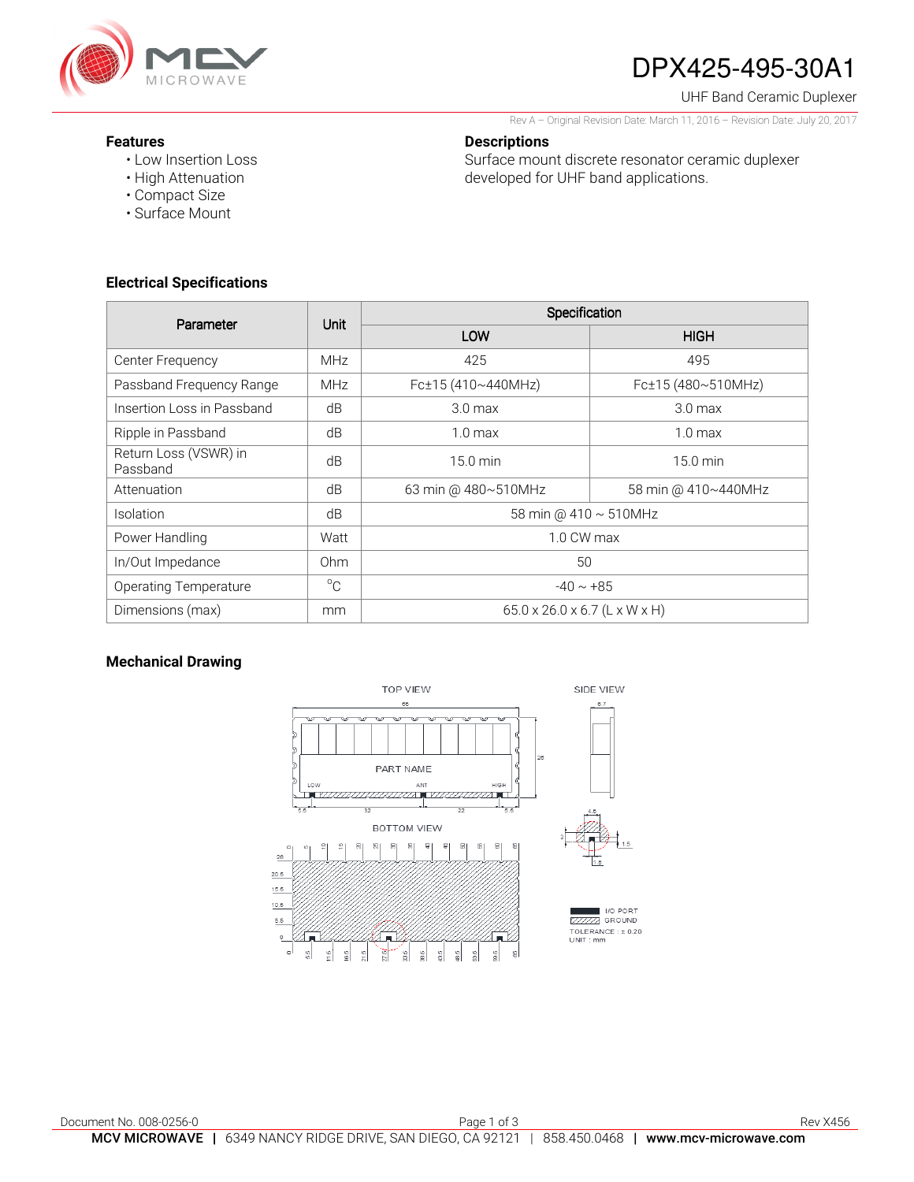# DPX425-495-30A1

UHF Band Ceramic Duplexer

Rev A – Original Revision Date: March 11, 2016 – Revision Date: July 20, 2017

### Features

- Low Insertion Loss
- High Attenuation
- Compact Size
- Surface Mount

### Descriptions

Surface mount discrete resonator ceramic duplexer developed for UHF band applications.

### Electrical Specifications

| Parameter | Unit | Specification | |
|---|---|---|---|
| | | LOW | HIGH |
| Center Frequency | MHz | 425 | 495 |
| Passband Frequency Range | MHz | Fc±15 (410~440MHz) | Fc±15 (480~510MHz) |
| Insertion Loss in Passband | dB | 3.0 max | 3.0 max |
| Ripple in Passband | dB | 1.0 max | 1.0 max |
| Return Loss (VSWR) in Passband | dB | 15.0 min | 15.0 min |
| Attenuation | dB | 63 min @ 480~510MHz | 58 min @ 410~440MHz |
| Isolation | dB | 58 min @ 410 ~ 510MHz | |
| Power Handling | Watt | 1.0 CW max | |
| In/Out Impedance | Ohm | 50 | |
| Operating Temperature | °C | -40 ~ +85 | |
| Dimensions (max) | mm | 65.0 x 26.0 x 6.7 (L x W x H) | |

### Mechanical Drawing

TOP VIEW

SIDE VIEW

PART NAME

LOW ANT HIGH

BOTTOM VIEW

I/O PORT

GROUND

TOLERANCE : ± 0.20

UNIT : mm

Document No. 008-0256-0

Rev X456

**MCV MICROWAVE** | 6349 NANCY RIDGE DRIVE, SAN DIEGO, CA 92121 | 858.450.0468 | **www.mcv-microwave.com**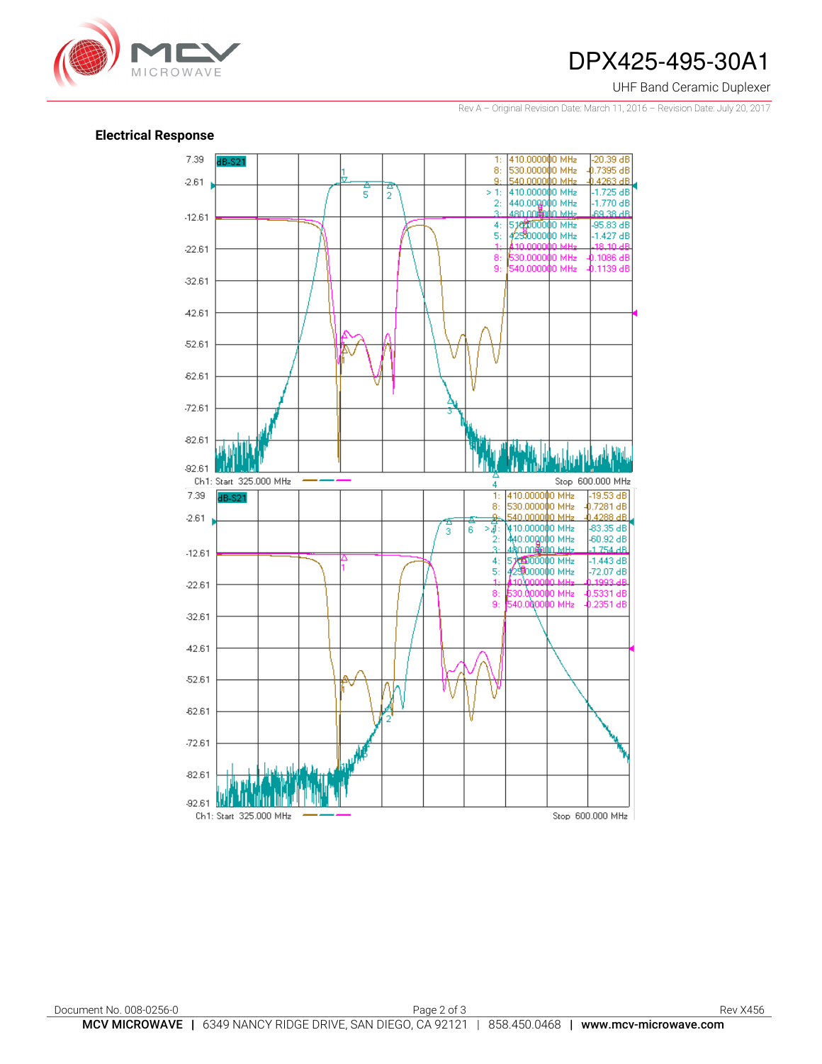## Electrical Response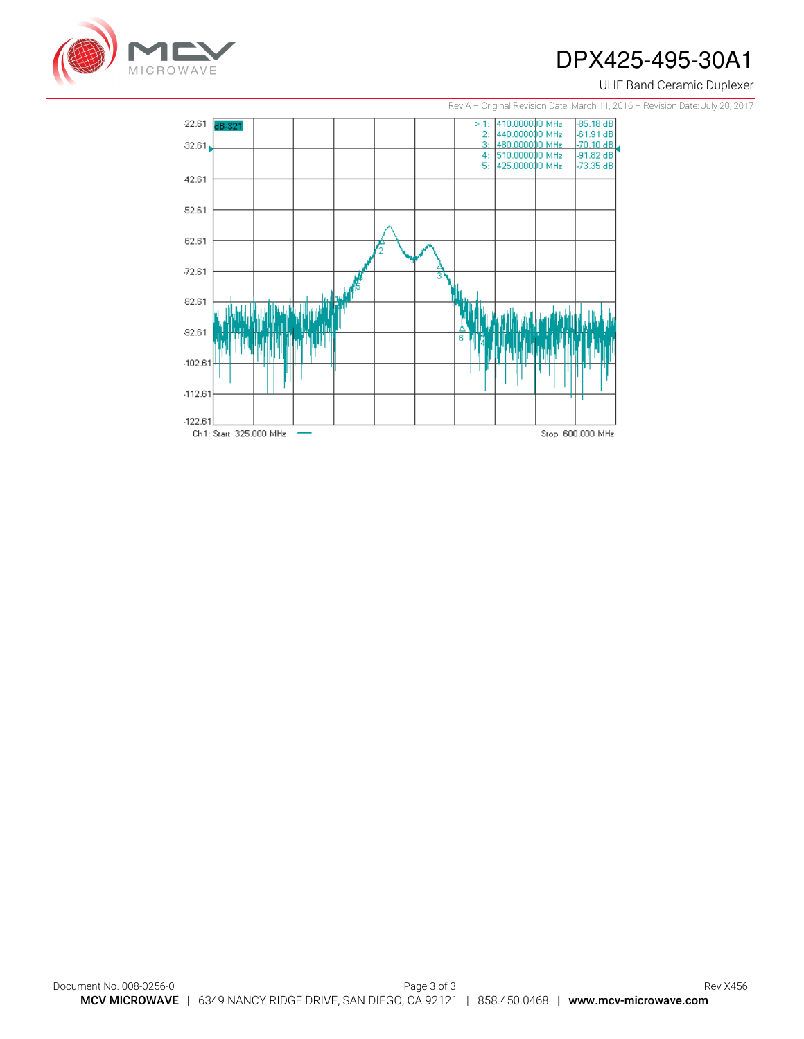dB-S21

-22.61
-32.61
-42.61
-52.61
-62.61
-72.61
-82.61
-92.61
-102.61
-112.61
-122.61

> 1: 410.000000 MHz -85.18 dB
2: 440.000000 MHz -61.91 dB
3: 480.000000 MHz -70.10 dB
4: 510.000000 MHz -91.82 dB
5: 425.000000 MHz -73.35 dB

Ch1: Start 325.000 MHz

Stop 600.000 MHz